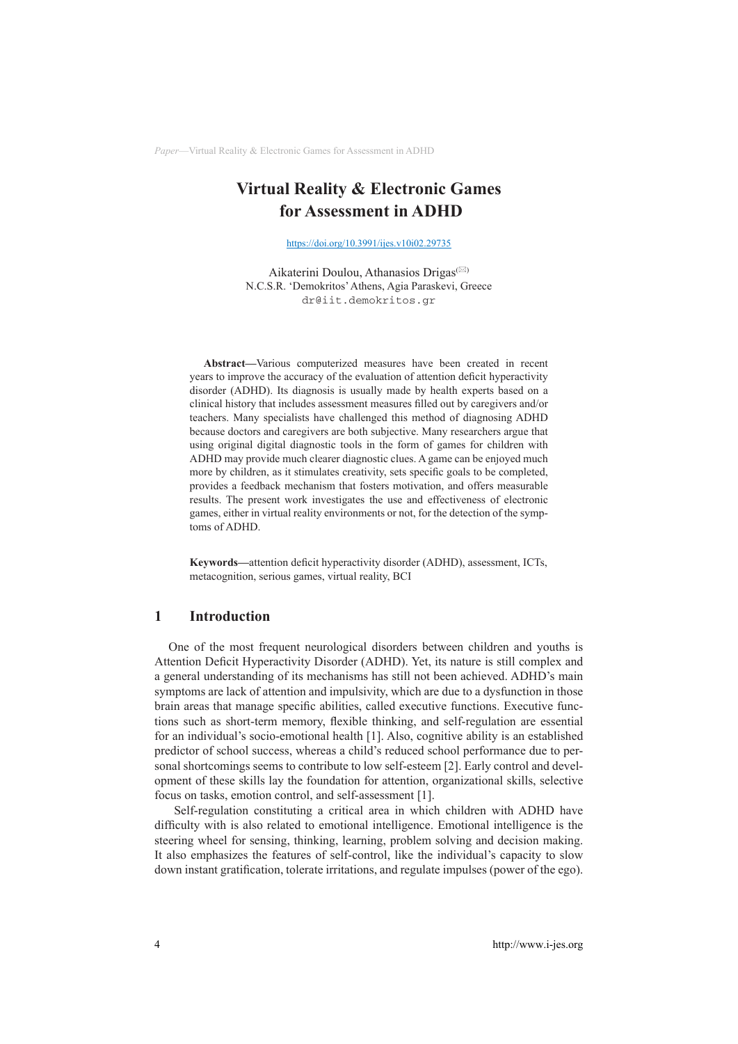# Virtual Reality & Electronic Games for Assessment in ADHD

https://doi.org/10.3991/ijes.v10i02.29735

Aikaterini Doulou, Athanasios Drigas(✉)
N.C.S.R. 'Demokritos' Athens, Agia Paraskevi, Greece
dr@iit.demokritos.gr

**Abstract—**Various computerized measures have been created in recent years to improve the accuracy of the evaluation of attention deficit hyperactivity disorder (ADHD). Its diagnosis is usually made by health experts based on a clinical history that includes assessment measures filled out by caregivers and/or teachers. Many specialists have challenged this method of diagnosing ADHD because doctors and caregivers are both subjective. Many researchers argue that using original digital diagnostic tools in the form of games for children with ADHD may provide much clearer diagnostic clues. A game can be enjoyed much more by children, as it stimulates creativity, sets specific goals to be completed, provides a feedback mechanism that fosters motivation, and offers measurable results. The present work investigates the use and effectiveness of electronic games, either in virtual reality environments or not, for the detection of the symptoms of ADHD.

**Keywords—**attention deficit hyperactivity disorder (ADHD), assessment, ICTs, metacognition, serious games, virtual reality, BCI

## 1 Introduction

One of the most frequent neurological disorders between children and youths is Attention Deficit Hyperactivity Disorder (ADHD). Yet, its nature is still complex and a general understanding of its mechanisms has still not been achieved. ADHD's main symptoms are lack of attention and impulsivity, which are due to a dysfunction in those brain areas that manage specific abilities, called executive functions. Executive functions such as short-term memory, flexible thinking, and self-regulation are essential for an individual's socio-emotional health [1]. Also, cognitive ability is an established predictor of school success, whereas a child's reduced school performance due to personal shortcomings seems to contribute to low self-esteem [2]. Early control and development of these skills lay the foundation for attention, organizational skills, selective focus on tasks, emotion control, and self-assessment [1].

Self-regulation constituting a critical area in which children with ADHD have difficulty with is also related to emotional intelligence. Emotional intelligence is the steering wheel for sensing, thinking, learning, problem solving and decision making. It also emphasizes the features of self-control, like the individual's capacity to slow down instant gratification, tolerate irritations, and regulate impulses (power of the ego).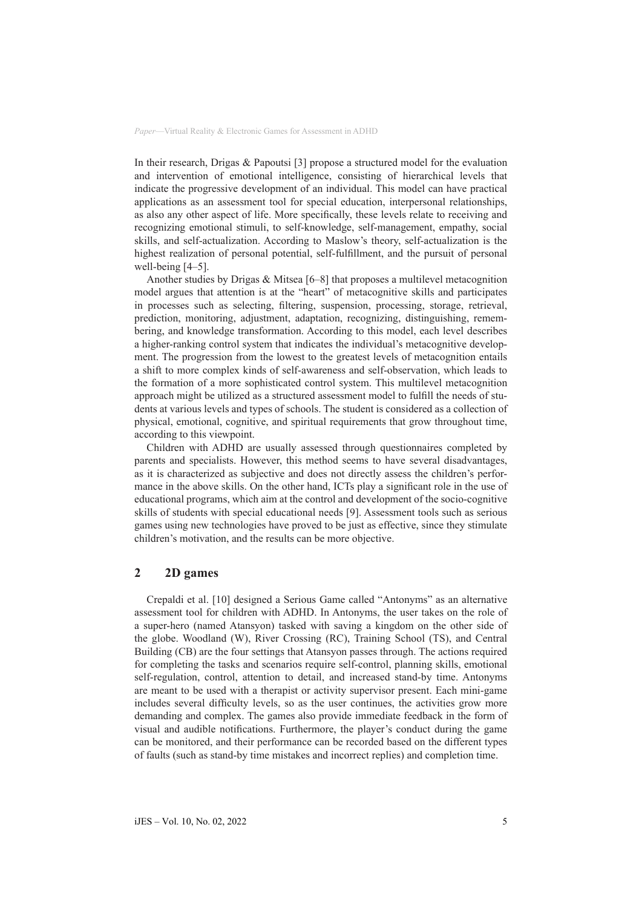In their research, Drigas & Papoutsi [3] propose a structured model for the evaluation and intervention of emotional intelligence, consisting of hierarchical levels that indicate the progressive development of an individual. This model can have practical applications as an assessment tool for special education, interpersonal relationships, as also any other aspect of life. More specifically, these levels relate to receiving and recognizing emotional stimuli, to self-knowledge, self-management, empathy, social skills, and self-actualization. According to Maslow's theory, self-actualization is the highest realization of personal potential, self-fulfillment, and the pursuit of personal well-being [4–5].

Another studies by Drigas & Mitsea [6–8] that proposes a multilevel metacognition model argues that attention is at the "heart" of metacognitive skills and participates in processes such as selecting, filtering, suspension, processing, storage, retrieval, prediction, monitoring, adjustment, adaptation, recognizing, distinguishing, remembering, and knowledge transformation. According to this model, each level describes a higher-ranking control system that indicates the individual's metacognitive development. The progression from the lowest to the greatest levels of metacognition entails a shift to more complex kinds of self-awareness and self-observation, which leads to the formation of a more sophisticated control system. This multilevel metacognition approach might be utilized as a structured assessment model to fulfill the needs of students at various levels and types of schools. The student is considered as a collection of physical, emotional, cognitive, and spiritual requirements that grow throughout time, according to this viewpoint.

Children with ADHD are usually assessed through questionnaires completed by parents and specialists. However, this method seems to have several disadvantages, as it is characterized as subjective and does not directly assess the children's performance in the above skills. On the other hand, ICTs play a significant role in the use of educational programs, which aim at the control and development of the socio-cognitive skills of students with special educational needs [9]. Assessment tools such as serious games using new technologies have proved to be just as effective, since they stimulate children's motivation, and the results can be more objective.

## 2 2D games

Crepaldi et al. [10] designed a Serious Game called "Antonyms" as an alternative assessment tool for children with ADHD. In Antonyms, the user takes on the role of a super-hero (named Atansyon) tasked with saving a kingdom on the other side of the globe. Woodland (W), River Crossing (RC), Training School (TS), and Central Building (CB) are the four settings that Atansyon passes through. The actions required for completing the tasks and scenarios require self-control, planning skills, emotional self-regulation, control, attention to detail, and increased stand-by time. Antonyms are meant to be used with a therapist or activity supervisor present. Each mini-game includes several difficulty levels, so as the user continues, the activities grow more demanding and complex. The games also provide immediate feedback in the form of visual and audible notifications. Furthermore, the player's conduct during the game can be monitored, and their performance can be recorded based on the different types of faults (such as stand-by time mistakes and incorrect replies) and completion time.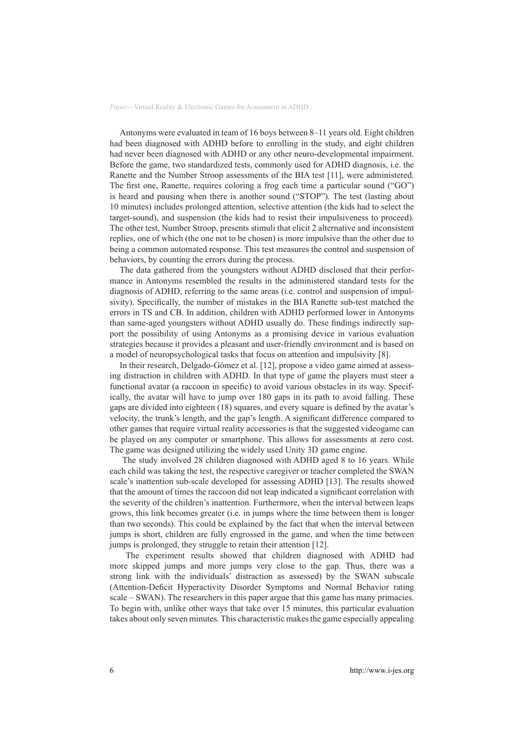Antonyms were evaluated in team of 16 boys between 8–11 years old. Eight children had been diagnosed with ADHD before to enrolling in the study, and eight children had never been diagnosed with ADHD or any other neuro-developmental impairment. Before the game, two standardized tests, commonly used for ADHD diagnosis, i.e. the Ranette and the Number Stroop assessments of the BIA test [11], were administered. The first one, Ranette, requires coloring a frog each time a particular sound ("GO") is heard and pausing when there is another sound ("STOP"). The test (lasting about 10 minutes) includes prolonged attention, selective attention (the kids had to select the target-sound), and suspension (the kids had to resist their impulsiveness to proceed). The other test, Number Stroop, presents stimuli that elicit 2 alternative and inconsistent replies, one of which (the one not to be chosen) is more impulsive than the other due to being a common automated response. This test measures the control and suspension of behaviors, by counting the errors during the process.

The data gathered from the youngsters without ADHD disclosed that their performance in Antonyms resembled the results in the administered standard tests for the diagnosis of ADHD, referring to the same areas (i.e. control and suspension of impulsivity). Specifically, the number of mistakes in the BIA Ranette sub-test matched the errors in TS and CB. In addition, children with ADHD performed lower in Antonyms than same-aged youngsters without ADHD usually do. These findings indirectly support the possibility of using Antonyms as a promising device in various evaluation strategies because it provides a pleasant and user-friendly environment and is based on a model of neuropsychological tasks that focus on attention and impulsivity [8].

In their research, Delgado-Gómez et al. [12], propose a video game aimed at assessing distraction in children with ADHD. In that type of game the players must steer a functional avatar (a raccoon in specific) to avoid various obstacles in its way. Specifically, the avatar will have to jump over 180 gaps in its path to avoid falling. These gaps are divided into eighteen (18) squares, and every square is defined by the avatar's velocity, the trunk's length, and the gap's length. A significant difference compared to other games that require virtual reality accessories is that the suggested videogame can be played on any computer or smartphone. This allows for assessments at zero cost. The game was designed utilizing the widely used Unity 3D game engine.

The study involved 28 children diagnosed with ADHD aged 8 to 16 years. While each child was taking the test, the respective caregiver or teacher completed the SWAN scale's inattention sub-scale developed for assessing ADHD [13]. The results showed that the amount of times the raccoon did not leap indicated a significant correlation with the severity of the children's inattention. Furthermore, when the interval between leaps grows, this link becomes greater (i.e. in jumps where the time between them is longer than two seconds). This could be explained by the fact that when the interval between jumps is short, children are fully engrossed in the game, and when the time between jumps is prolonged, they struggle to retain their attention [12].

The experiment results showed that children diagnosed with ADHD had more skipped jumps and more jumps very close to the gap. Thus, there was a strong link with the individuals' distraction as assessed) by the SWAN subscale (Attention-Deficit Hyperactivity Disorder Symptoms and Normal Behavior rating scale – SWAN). The researchers in this paper argue that this game has many primacies. To begin with, unlike other ways that take over 15 minutes, this particular evaluation takes about only seven minutes. This characteristic makes the game especially appealing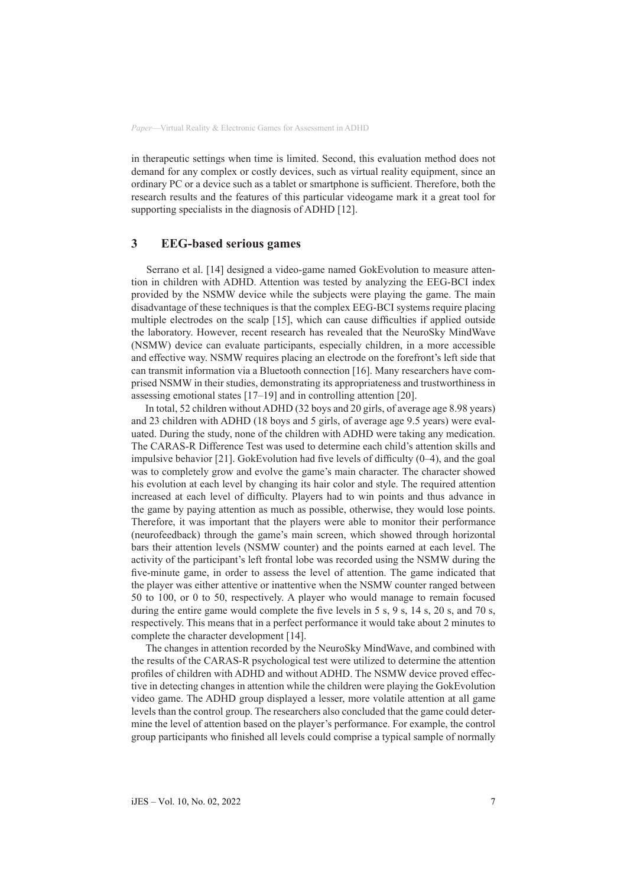in therapeutic settings when time is limited. Second, this evaluation method does not demand for any complex or costly devices, such as virtual reality equipment, since an ordinary PC or a device such as a tablet or smartphone is sufficient. Therefore, both the research results and the features of this particular videogame mark it a great tool for supporting specialists in the diagnosis of ADHD [12].

## 3 EEG-based serious games

Serrano et al. [14] designed a video-game named GokEvolution to measure attention in children with ADHD. Attention was tested by analyzing the EEG-BCI index provided by the NSMW device while the subjects were playing the game. The main disadvantage of these techniques is that the complex EEG-BCI systems require placing multiple electrodes on the scalp [15], which can cause difficulties if applied outside the laboratory. However, recent research has revealed that the NeuroSky MindWave (NSMW) device can evaluate participants, especially children, in a more accessible and effective way. NSMW requires placing an electrode on the forefront's left side that can transmit information via a Bluetooth connection [16]. Many researchers have comprised NSMW in their studies, demonstrating its appropriateness and trustworthiness in assessing emotional states [17–19] and in controlling attention [20].

In total, 52 children without ADHD (32 boys and 20 girls, of average age 8.98 years) and 23 children with ADHD (18 boys and 5 girls, of average age 9.5 years) were evaluated. During the study, none of the children with ADHD were taking any medication. The CARAS-R Difference Test was used to determine each child's attention skills and impulsive behavior [21]. GokEvolution had five levels of difficulty (0–4), and the goal was to completely grow and evolve the game's main character. The character showed his evolution at each level by changing its hair color and style. The required attention increased at each level of difficulty. Players had to win points and thus advance in the game by paying attention as much as possible, otherwise, they would lose points. Therefore, it was important that the players were able to monitor their performance (neurofeedback) through the game's main screen, which showed through horizontal bars their attention levels (NSMW counter) and the points earned at each level. The activity of the participant's left frontal lobe was recorded using the NSMW during the five-minute game, in order to assess the level of attention. The game indicated that the player was either attentive or inattentive when the NSMW counter ranged between 50 to 100, or 0 to 50, respectively. A player who would manage to remain focused during the entire game would complete the five levels in 5 s, 9 s, 14 s, 20 s, and 70 s, respectively. This means that in a perfect performance it would take about 2 minutes to complete the character development [14].

The changes in attention recorded by the NeuroSky MindWave, and combined with the results of the CARAS-R psychological test were utilized to determine the attention profiles of children with ADHD and without ADHD. The NSMW device proved effective in detecting changes in attention while the children were playing the GokEvolution video game. The ADHD group displayed a lesser, more volatile attention at all game levels than the control group. The researchers also concluded that the game could determine the level of attention based on the player's performance. For example, the control group participants who finished all levels could comprise a typical sample of normally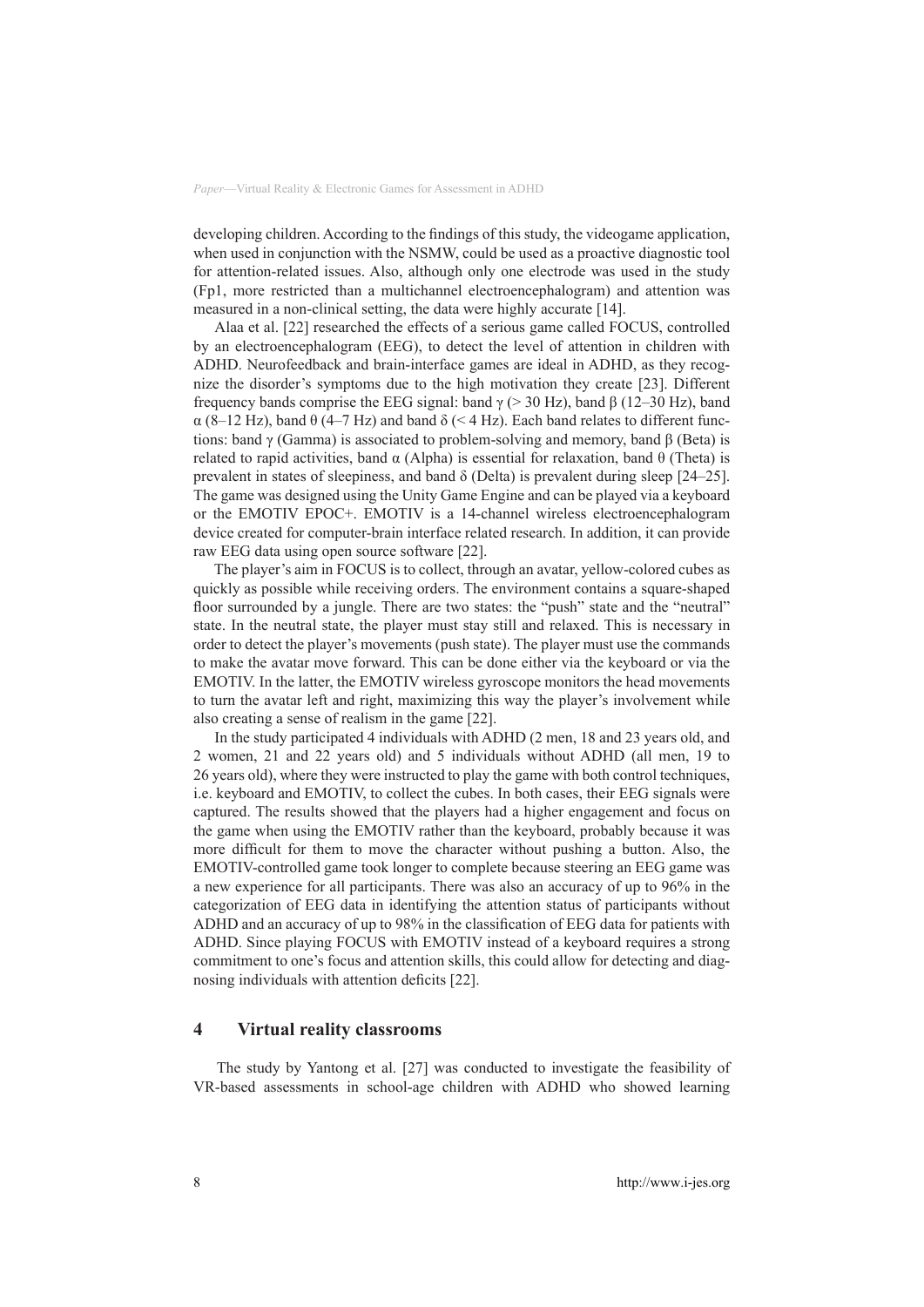developing children. According to the findings of this study, the videogame application, when used in conjunction with the NSMW, could be used as a proactive diagnostic tool for attention-related issues. Also, although only one electrode was used in the study (Fp1, more restricted than a multichannel electroencephalogram) and attention was measured in a non-clinical setting, the data were highly accurate [14].

Alaa et al. [22] researched the effects of a serious game called FOCUS, controlled by an electroencephalogram (EEG), to detect the level of attention in children with ADHD. Neurofeedback and brain-interface games are ideal in ADHD, as they recognize the disorder's symptoms due to the high motivation they create [23]. Different frequency bands comprise the EEG signal: band γ (> 30 Hz), band β (12–30 Hz), band α (8–12 Hz), band θ (4–7 Hz) and band δ (< 4 Hz). Each band relates to different functions: band γ (Gamma) is associated to problem-solving and memory, band β (Beta) is related to rapid activities, band α (Alpha) is essential for relaxation, band θ (Theta) is prevalent in states of sleepiness, and band δ (Delta) is prevalent during sleep [24–25]. The game was designed using the Unity Game Engine and can be played via a keyboard or the EMOTIV EPOC+. EMOTIV is a 14-channel wireless electroencephalogram device created for computer-brain interface related research. In addition, it can provide raw EEG data using open source software [22].

The player's aim in FOCUS is to collect, through an avatar, yellow-colored cubes as quickly as possible while receiving orders. The environment contains a square-shaped floor surrounded by a jungle. There are two states: the "push" state and the "neutral" state. In the neutral state, the player must stay still and relaxed. This is necessary in order to detect the player's movements (push state). The player must use the commands to make the avatar move forward. This can be done either via the keyboard or via the EMOTIV. In the latter, the EMOTIV wireless gyroscope monitors the head movements to turn the avatar left and right, maximizing this way the player's involvement while also creating a sense of realism in the game [22].

In the study participated 4 individuals with ADHD (2 men, 18 and 23 years old, and 2 women, 21 and 22 years old) and 5 individuals without ADHD (all men, 19 to 26 years old), where they were instructed to play the game with both control techniques, i.e. keyboard and EMOTIV, to collect the cubes. In both cases, their EEG signals were captured. The results showed that the players had a higher engagement and focus on the game when using the EMOTIV rather than the keyboard, probably because it was more difficult for them to move the character without pushing a button. Also, the EMOTIV-controlled game took longer to complete because steering an EEG game was a new experience for all participants. There was also an accuracy of up to 96% in the categorization of EEG data in identifying the attention status of participants without ADHD and an accuracy of up to 98% in the classification of EEG data for patients with ADHD. Since playing FOCUS with EMOTIV instead of a keyboard requires a strong commitment to one's focus and attention skills, this could allow for detecting and diagnosing individuals with attention deficits [22].

## 4 Virtual reality classrooms

The study by Yantong et al. [27] was conducted to investigate the feasibility of VR-based assessments in school-age children with ADHD who showed learning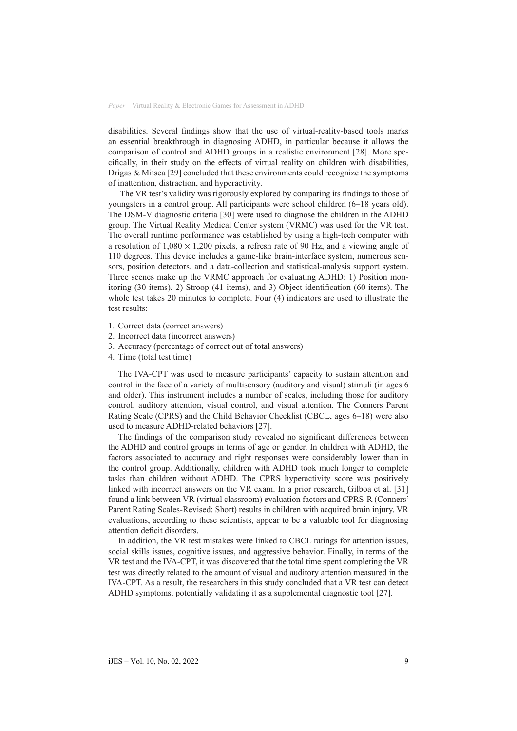disabilities. Several findings show that the use of virtual-reality-based tools marks an essential breakthrough in diagnosing ADHD, in particular because it allows the comparison of control and ADHD groups in a realistic environment [28]. More specifically, in their study on the effects of virtual reality on children with disabilities, Drigas & Mitsea [29] concluded that these environments could recognize the symptoms of inattention, distraction, and hyperactivity.

The VR test's validity was rigorously explored by comparing its findings to those of youngsters in a control group. All participants were school children (6–18 years old). The DSM-V diagnostic criteria [30] were used to diagnose the children in the ADHD group. The Virtual Reality Medical Center system (VRMC) was used for the VR test. The overall runtime performance was established by using a high-tech computer with a resolution of $1{,}080 \times 1{,}200$ pixels, a refresh rate of 90 Hz, and a viewing angle of 110 degrees. This device includes a game-like brain-interface system, numerous sensors, position detectors, and a data-collection and statistical-analysis support system. Three scenes make up the VRMC approach for evaluating ADHD: 1) Position monitoring (30 items), 2) Stroop (41 items), and 3) Object identification (60 items). The whole test takes 20 minutes to complete. Four (4) indicators are used to illustrate the test results:

1. Correct data (correct answers)
2. Incorrect data (incorrect answers)
3. Accuracy (percentage of correct out of total answers)
4. Time (total test time)

The IVA-CPT was used to measure participants' capacity to sustain attention and control in the face of a variety of multisensory (auditory and visual) stimuli (in ages 6 and older). This instrument includes a number of scales, including those for auditory control, auditory attention, visual control, and visual attention. The Conners Parent Rating Scale (CPRS) and the Child Behavior Checklist (CBCL, ages 6–18) were also used to measure ADHD-related behaviors [27].

The findings of the comparison study revealed no significant differences between the ADHD and control groups in terms of age or gender. In children with ADHD, the factors associated to accuracy and right responses were considerably lower than in the control group. Additionally, children with ADHD took much longer to complete tasks than children without ADHD. The CPRS hyperactivity score was positively linked with incorrect answers on the VR exam. In a prior research, Gilboa et al. [31] found a link between VR (virtual classroom) evaluation factors and CPRS-R (Conners' Parent Rating Scales-Revised: Short) results in children with acquired brain injury. VR evaluations, according to these scientists, appear to be a valuable tool for diagnosing attention deficit disorders.

In addition, the VR test mistakes were linked to CBCL ratings for attention issues, social skills issues, cognitive issues, and aggressive behavior. Finally, in terms of the VR test and the IVA-CPT, it was discovered that the total time spent completing the VR test was directly related to the amount of visual and auditory attention measured in the IVA-CPT. As a result, the researchers in this study concluded that a VR test can detect ADHD symptoms, potentially validating it as a supplemental diagnostic tool [27].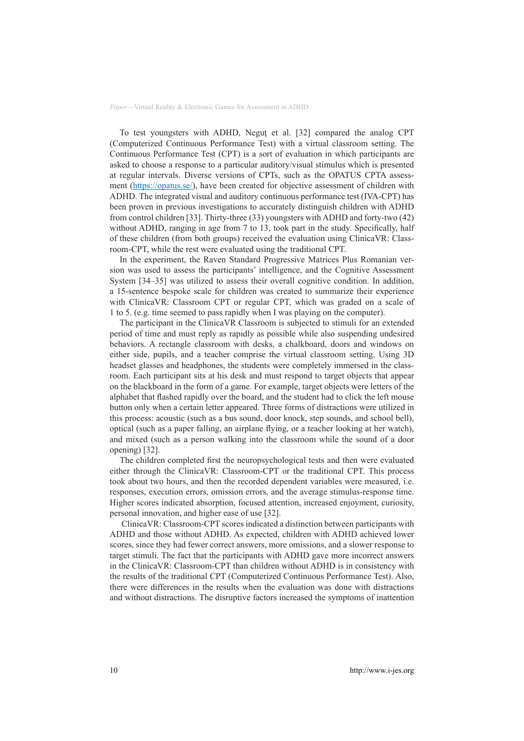To test youngsters with ADHD, Neguţ et al. [32] compared the analog CPT (Computerized Continuous Performance Test) with a virtual classroom setting. The Continuous Performance Test (CPT) is a sort of evaluation in which participants are asked to choose a response to a particular auditory/visual stimulus which is presented at regular intervals. Diverse versions of CPTs, such as the OPATUS CPTA assessment (https://opatus.se/), have been created for objective assessment of children with ADHD. The integrated visual and auditory continuous performance test (IVA-CPT) has been proven in previous investigations to accurately distinguish children with ADHD from control children [33]. Thirty-three (33) youngsters with ADHD and forty-two (42) without ADHD, ranging in age from 7 to 13, took part in the study. Specifically, half of these children (from both groups) received the evaluation using ClinicaVR: Classroom-CPT, while the rest were evaluated using the traditional CPT.

In the experiment, the Raven Standard Progressive Matrices Plus Romanian version was used to assess the participants' intelligence, and the Cognitive Assessment System [34–35] was utilized to assess their overall cognitive condition. In addition, a 15-sentence bespoke scale for children was created to summarize their experience with ClinicaVR: Classroom CPT or regular CPT, which was graded on a scale of 1 to 5. (e.g. time seemed to pass rapidly when I was playing on the computer).

The participant in the ClinicaVR Classroom is subjected to stimuli for an extended period of time and must reply as rapidly as possible while also suspending undesired behaviors. A rectangle classroom with desks, a chalkboard, doors and windows on either side, pupils, and a teacher comprise the virtual classroom setting. Using 3D headset glasses and headphones, the students were completely immersed in the classroom. Each participant sits at his desk and must respond to target objects that appear on the blackboard in the form of a game. For example, target objects were letters of the alphabet that flashed rapidly over the board, and the student had to click the left mouse button only when a certain letter appeared. Three forms of distractions were utilized in this process: acoustic (such as a bus sound, door knock, step sounds, and school bell), optical (such as a paper falling, an airplane flying, or a teacher looking at her watch), and mixed (such as a person walking into the classroom while the sound of a door opening) [32].

The children completed first the neuropsychological tests and then were evaluated either through the ClinicaVR: Classroom-CPT or the traditional CPT. This process took about two hours, and then the recorded dependent variables were measured, i.e. responses, execution errors, omission errors, and the average stimulus-response time. Higher scores indicated absorption, focused attention, increased enjoyment, curiosity, personal innovation, and higher ease of use [32].

ClinicaVR: Classroom-CPT scores indicated a distinction between participants with ADHD and those without ADHD. As expected, children with ADHD achieved lower scores, since they had fewer correct answers, more omissions, and a slower response to target stimuli. The fact that the participants with ADHD gave more incorrect answers in the ClinicaVR: Classroom-CPT than children without ADHD is in consistency with the results of the traditional CPT (Computerized Continuous Performance Test). Also, there were differences in the results when the evaluation was done with distractions and without distractions. The disruptive factors increased the symptoms of inattention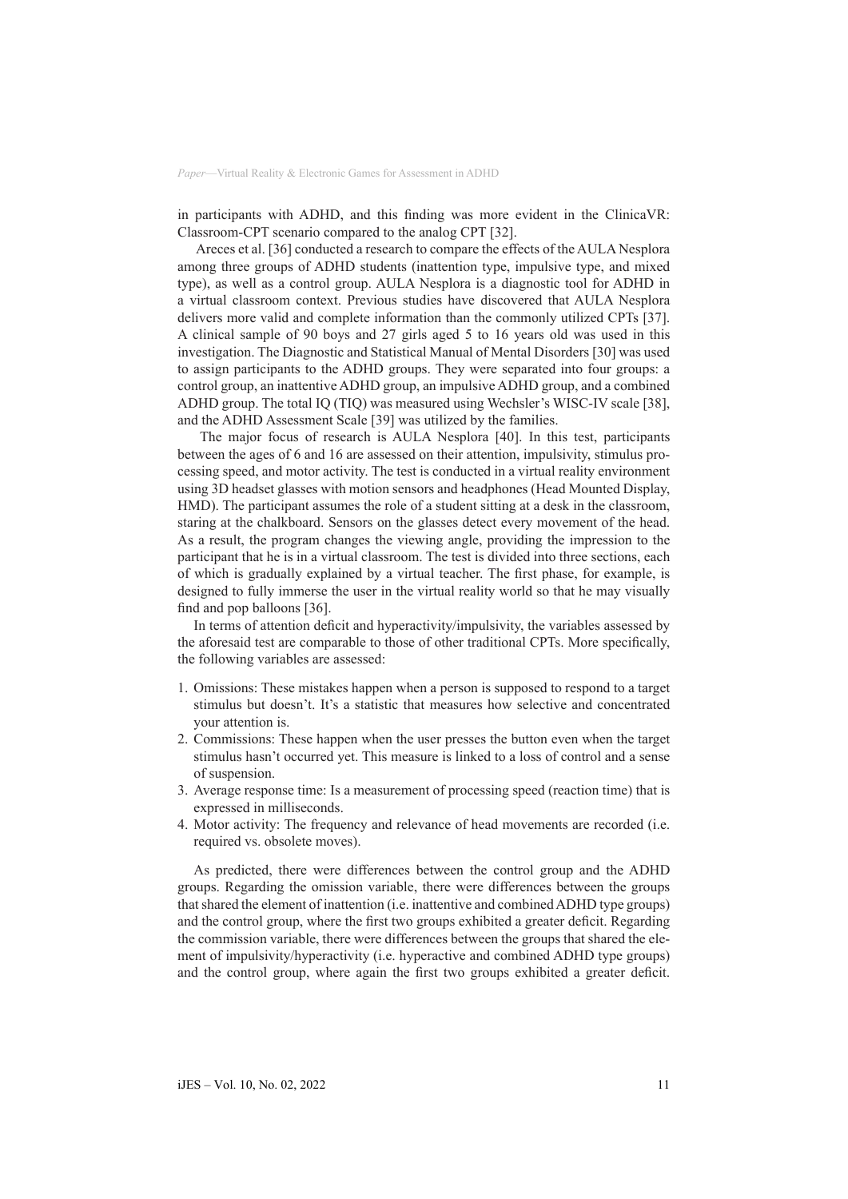in participants with ADHD, and this finding was more evident in the ClinicaVR: Classroom-CPT scenario compared to the analog CPT [32].

Areces et al. [36] conducted a research to compare the effects of the AULA Nesplora among three groups of ADHD students (inattention type, impulsive type, and mixed type), as well as a control group. AULA Nesplora is a diagnostic tool for ADHD in a virtual classroom context. Previous studies have discovered that AULA Nesplora delivers more valid and complete information than the commonly utilized CPTs [37]. A clinical sample of 90 boys and 27 girls aged 5 to 16 years old was used in this investigation. The Diagnostic and Statistical Manual of Mental Disorders [30] was used to assign participants to the ADHD groups. They were separated into four groups: a control group, an inattentive ADHD group, an impulsive ADHD group, and a combined ADHD group. The total IQ (TIQ) was measured using Wechsler's WISC-IV scale [38], and the ADHD Assessment Scale [39] was utilized by the families.

The major focus of research is AULA Nesplora [40]. In this test, participants between the ages of 6 and 16 are assessed on their attention, impulsivity, stimulus processing speed, and motor activity. The test is conducted in a virtual reality environment using 3D headset glasses with motion sensors and headphones (Head Mounted Display, HMD). The participant assumes the role of a student sitting at a desk in the classroom, staring at the chalkboard. Sensors on the glasses detect every movement of the head. As a result, the program changes the viewing angle, providing the impression to the participant that he is in a virtual classroom. The test is divided into three sections, each of which is gradually explained by a virtual teacher. The first phase, for example, is designed to fully immerse the user in the virtual reality world so that he may visually find and pop balloons [36].

In terms of attention deficit and hyperactivity/impulsivity, the variables assessed by the aforesaid test are comparable to those of other traditional CPTs. More specifically, the following variables are assessed:

1. Omissions: These mistakes happen when a person is supposed to respond to a target stimulus but doesn't. It's a statistic that measures how selective and concentrated your attention is.
2. Commissions: These happen when the user presses the button even when the target stimulus hasn't occurred yet. This measure is linked to a loss of control and a sense of suspension.
3. Average response time: Is a measurement of processing speed (reaction time) that is expressed in milliseconds.
4. Motor activity: The frequency and relevance of head movements are recorded (i.e. required vs. obsolete moves).

As predicted, there were differences between the control group and the ADHD groups. Regarding the omission variable, there were differences between the groups that shared the element of inattention (i.e. inattentive and combined ADHD type groups) and the control group, where the first two groups exhibited a greater deficit. Regarding the commission variable, there were differences between the groups that shared the element of impulsivity/hyperactivity (i.e. hyperactive and combined ADHD type groups) and the control group, where again the first two groups exhibited a greater deficit.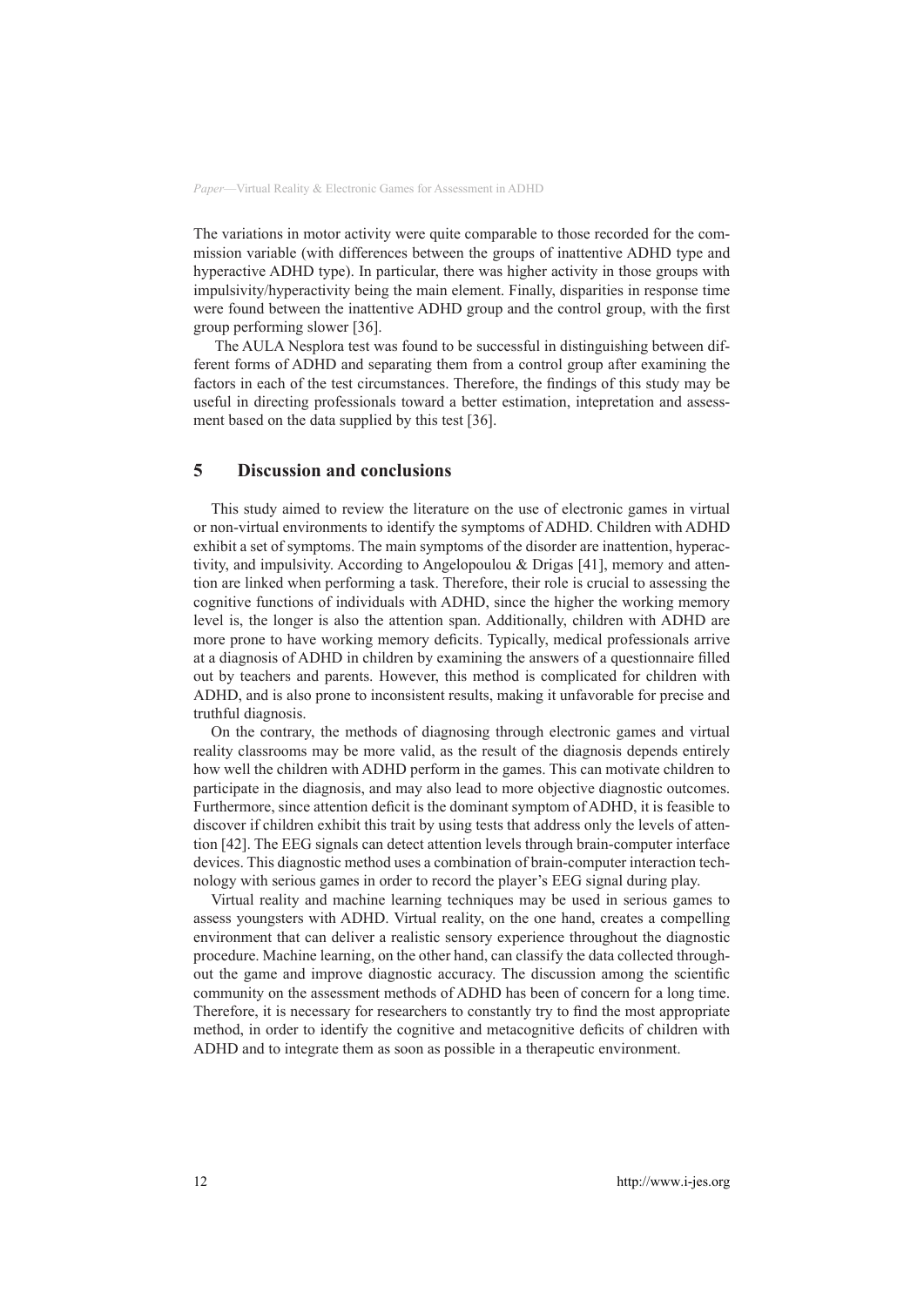The variations in motor activity were quite comparable to those recorded for the commission variable (with differences between the groups of inattentive ADHD type and hyperactive ADHD type). In particular, there was higher activity in those groups with impulsivity/hyperactivity being the main element. Finally, disparities in response time were found between the inattentive ADHD group and the control group, with the first group performing slower [36].

The AULA Nesplora test was found to be successful in distinguishing between different forms of ADHD and separating them from a control group after examining the factors in each of the test circumstances. Therefore, the findings of this study may be useful in directing professionals toward a better estimation, intepretation and assessment based on the data supplied by this test [36].

## 5 Discussion and conclusions

This study aimed to review the literature on the use of electronic games in virtual or non-virtual environments to identify the symptoms of ADHD. Children with ADHD exhibit a set of symptoms. The main symptoms of the disorder are inattention, hyperactivity, and impulsivity. According to Angelopoulou & Drigas [41], memory and attention are linked when performing a task. Therefore, their role is crucial to assessing the cognitive functions of individuals with ADHD, since the higher the working memory level is, the longer is also the attention span. Additionally, children with ADHD are more prone to have working memory deficits. Typically, medical professionals arrive at a diagnosis of ADHD in children by examining the answers of a questionnaire filled out by teachers and parents. However, this method is complicated for children with ADHD, and is also prone to inconsistent results, making it unfavorable for precise and truthful diagnosis.

On the contrary, the methods of diagnosing through electronic games and virtual reality classrooms may be more valid, as the result of the diagnosis depends entirely how well the children with ADHD perform in the games. This can motivate children to participate in the diagnosis, and may also lead to more objective diagnostic outcomes. Furthermore, since attention deficit is the dominant symptom of ADHD, it is feasible to discover if children exhibit this trait by using tests that address only the levels of attention [42]. The EEG signals can detect attention levels through brain-computer interface devices. This diagnostic method uses a combination of brain-computer interaction technology with serious games in order to record the player's EEG signal during play.

Virtual reality and machine learning techniques may be used in serious games to assess youngsters with ADHD. Virtual reality, on the one hand, creates a compelling environment that can deliver a realistic sensory experience throughout the diagnostic procedure. Machine learning, on the other hand, can classify the data collected throughout the game and improve diagnostic accuracy. The discussion among the scientific community on the assessment methods of ADHD has been of concern for a long time. Therefore, it is necessary for researchers to constantly try to find the most appropriate method, in order to identify the cognitive and metacognitive deficits of children with ADHD and to integrate them as soon as possible in a therapeutic environment.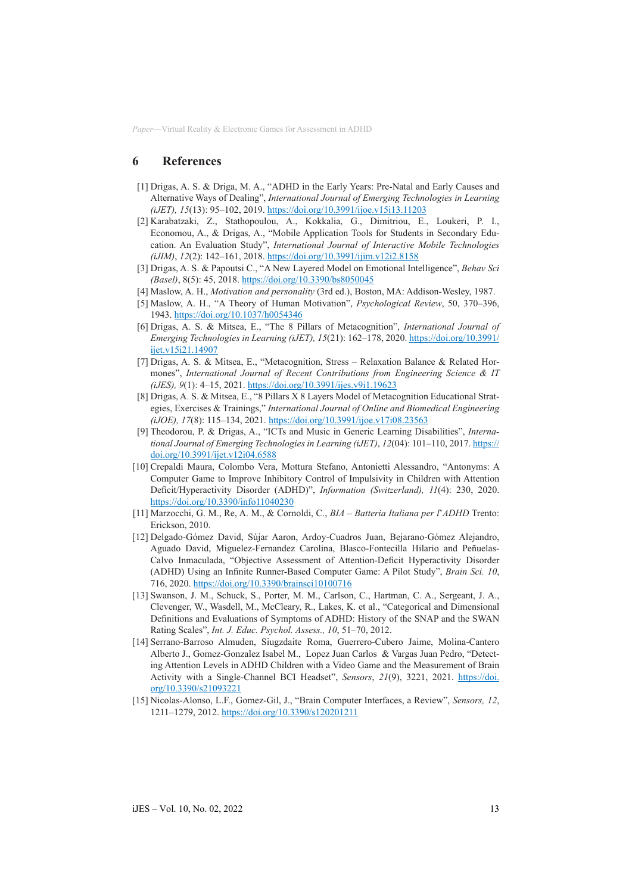## 6 References

[1] Drigas, A. S. & Driga, M. A., "ADHD in the Early Years: Pre-Natal and Early Causes and Alternative Ways of Dealing", *International Journal of Emerging Technologies in Learning (iJET), 15*(13): 95–102, 2019. https://doi.org/10.3991/ijoe.v15i13.11203

[2] Karabatzaki, Z., Stathopoulou, A., Kokkalia, G., Dimitriou, E., Loukeri, P. I., Economou, A., & Drigas, A., "Mobile Application Tools for Students in Secondary Education. An Evaluation Study", *International Journal of Interactive Mobile Technologies (iJIM)*, *12*(2): 142–161, 2018. https://doi.org/10.3991/ijim.v12i2.8158

[3] Drigas, A. S. & Papoutsi C., "A New Layered Model on Emotional Intelligence", *Behav Sci (Basel)*, 8(5): 45, 2018. https://doi.org/10.3390/bs8050045

[4] Maslow, A. H., *Motivation and personality* (3rd ed.), Boston, MA: Addison-Wesley, 1987.

[5] Maslow, A. H., "A Theory of Human Motivation", *Psychological Review*, 50, 370–396, 1943. https://doi.org/10.1037/h0054346

[6] Drigas, A. S. & Mitsea, E., "The 8 Pillars of Metacognition", *International Journal of Emerging Technologies in Learning (iJET), 15*(21): 162–178, 2020. https://doi.org/10.3991/ijet.v15i21.14907

[7] Drigas, A. S. & Mitsea, E., "Metacognition, Stress – Relaxation Balance & Related Hormones", *International Journal of Recent Contributions from Engineering Science & IT (iJES), 9*(1): 4–15, 2021. https://doi.org/10.3991/ijes.v9i1.19623

[8] Drigas, A. S. & Mitsea, E., "8 Pillars X 8 Layers Model of Metacognition Educational Strategies, Exercises & Trainings," *International Journal of Online and Biomedical Engineering (iJOE), 17*(8): 115–134, 2021. https://doi.org/10.3991/ijoe.v17i08.23563

[9] Theodorou, P. & Drigas, A., "ICTs and Music in Generic Learning Disabilities", *International Journal of Emerging Technologies in Learning (iJET)*, *12*(04): 101–110, 2017. https://doi.org/10.3991/ijet.v12i04.6588

[10] Crepaldi Maura, Colombo Vera, Mottura Stefano, Antonietti Alessandro, "Antonyms: A Computer Game to Improve Inhibitory Control of Impulsivity in Children with Attention Deficit/Hyperactivity Disorder (ADHD)", *Information (Switzerland), 11*(4): 230, 2020. https://doi.org/10.3390/info11040230

[11] Marzocchi, G. M., Re, A. M., & Cornoldi, C., *BIA – Batteria Italiana per l'ADHD* Trento: Erickson, 2010.

[12] Delgado-Gómez David, Sújar Aaron, Ardoy-Cuadros Juan, Bejarano-Gómez Alejandro, Aguado David, Miguelez-Fernandez Carolina, Blasco-Fontecilla Hilario and Peñuelas-Calvo Inmaculada, "Objective Assessment of Attention-Deficit Hyperactivity Disorder (ADHD) Using an Infinite Runner-Based Computer Game: A Pilot Study", *Brain Sci. 10*, 716, 2020. https://doi.org/10.3390/brainsci10100716

[13] Swanson, J. M., Schuck, S., Porter, M. M., Carlson, C., Hartman, C. A., Sergeant, J. A., Clevenger, W., Wasdell, M., McCleary, R., Lakes, K. et al., "Categorical and Dimensional Definitions and Evaluations of Symptoms of ADHD: History of the SNAP and the SWAN Rating Scales", *Int. J. Educ. Psychol. Assess., 10*, 51–70, 2012.

[14] Serrano-Barroso Almuden, Siugzdaite Roma, Guerrero-Cubero Jaime, Molina-Cantero Alberto J., Gomez-Gonzalez Isabel M., Lopez Juan Carlos & Vargas Juan Pedro, "Detecting Attention Levels in ADHD Children with a Video Game and the Measurement of Brain Activity with a Single-Channel BCI Headset", *Sensors*, *21*(9), 3221, 2021. https://doi.org/10.3390/s21093221

[15] Nicolas-Alonso, L.F., Gomez-Gil, J., "Brain Computer Interfaces, a Review", *Sensors, 12*, 1211–1279, 2012. https://doi.org/10.3390/s120201211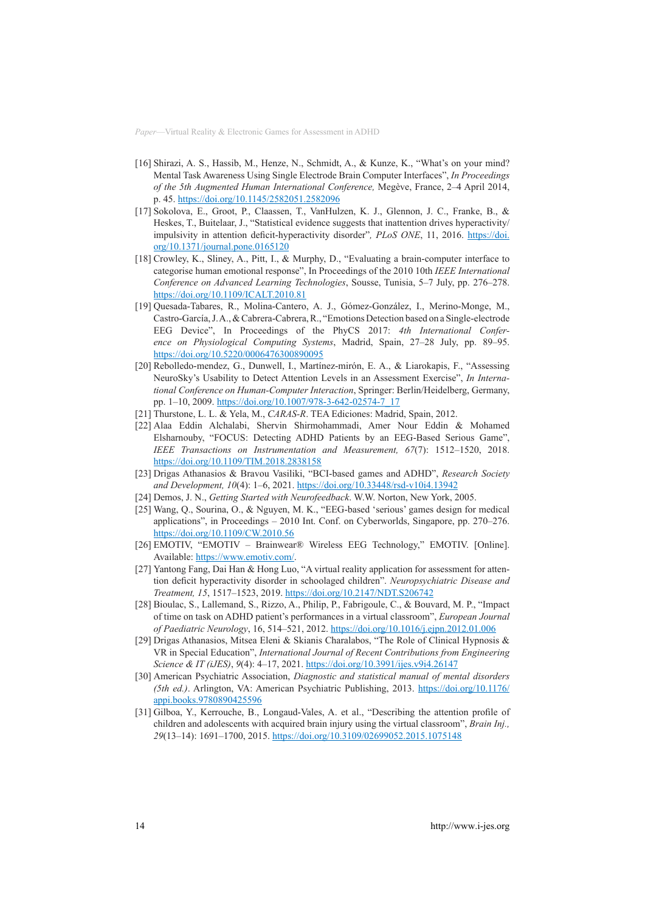[16] Shirazi, A. S., Hassib, M., Henze, N., Schmidt, A., & Kunze, K., "What's on your mind? Mental Task Awareness Using Single Electrode Brain Computer Interfaces", *In Proceedings of the 5th Augmented Human International Conference,* Megève, France, 2–4 April 2014, p. 45. https://doi.org/10.1145/2582051.2582096

[17] Sokolova, E., Groot, P., Claassen, T., VanHulzen, K. J., Glennon, J. C., Franke, B., & Heskes, T., Buitelaar, J., "Statistical evidence suggests that inattention drives hyperactivity/impulsivity in attention deficit-hyperactivity disorder"*, PLoS ONE*, 11, 2016. https://doi.org/10.1371/journal.pone.0165120

[18] Crowley, K., Sliney, A., Pitt, I., & Murphy, D., "Evaluating a brain-computer interface to categorise human emotional response", In Proceedings of the 2010 10th *IEEE International Conference on Advanced Learning Technologies*, Sousse, Tunisia, 5–7 July, pp. 276–278. https://doi.org/10.1109/ICALT.2010.81

[19] Quesada-Tabares, R., Molina-Cantero, A. J., Gómez-González, I., Merino-Monge, M., Castro-García, J. A., & Cabrera-Cabrera, R., "Emotions Detection based on a Single-electrode EEG Device", In Proceedings of the PhyCS 2017: *4th International Conference on Physiological Computing Systems*, Madrid, Spain, 27–28 July, pp. 89–95. https://doi.org/10.5220/0006476300890095

[20] Rebolledo-mendez, G., Dunwell, I., Martínez-mirón, E. A., & Liarokapis, F., "Assessing NeuroSky's Usability to Detect Attention Levels in an Assessment Exercise", *In International Conference on Human-Computer Interaction*, Springer: Berlin/Heidelberg, Germany, pp. 1–10, 2009. https://doi.org/10.1007/978-3-642-02574-7_17

[21] Thurstone, L. L. & Yela, M., *CARAS-R*. TEA Ediciones: Madrid, Spain, 2012.

[22] Alaa Eddin Alchalabi, Shervin Shirmohammadi, Amer Nour Eddin & Mohamed Elsharnouby, "FOCUS: Detecting ADHD Patients by an EEG-Based Serious Game", *IEEE Transactions on Instrumentation and Measurement, 67*(7): 1512–1520, 2018. https://doi.org/10.1109/TIM.2018.2838158

[23] Drigas Athanasios & Bravou Vasiliki, "BCI-based games and ADHD", *Research Society and Development, 10*(4): 1–6, 2021. https://doi.org/10.33448/rsd-v10i4.13942

[24] Demos, J. N., *Getting Started with Neurofeedback*. W.W. Norton, New York, 2005.

[25] Wang, Q., Sourina, O., & Nguyen, M. K., "EEG-based 'serious' games design for medical applications", in Proceedings – 2010 Int. Conf. on Cyberworlds, Singapore, pp. 270–276. https://doi.org/10.1109/CW.2010.56

[26] EMOTIV, "EMOTIV – Brainwear® Wireless EEG Technology," EMOTIV. [Online]. Available: https://www.emotiv.com/.

[27] Yantong Fang, Dai Han & Hong Luo, "A virtual reality application for assessment for attention deficit hyperactivity disorder in schoolaged children". *Neuropsychiatric Disease and Treatment, 15*, 1517–1523, 2019. https://doi.org/10.2147/NDT.S206742

[28] Bioulac, S., Lallemand, S., Rizzo, A., Philip, P., Fabrigoule, C., & Bouvard, M. P., "Impact of time on task on ADHD patient's performances in a virtual classroom", *European Journal of Paediatric Neurology*, 16, 514–521, 2012. https://doi.org/10.1016/j.ejpn.2012.01.006

[29] Drigas Athanasios, Mitsea Eleni & Skianis Charalabos, "The Role of Clinical Hypnosis & VR in Special Education", *International Journal of Recent Contributions from Engineering Science & IT (iJES)*, *9*(4): 4–17, 2021. https://doi.org/10.3991/ijes.v9i4.26147

[30] American Psychiatric Association, *Diagnostic and statistical manual of mental disorders (5th ed.)*. Arlington, VA: American Psychiatric Publishing, 2013. https://doi.org/10.1176/appi.books.9780890425596

[31] Gilboa, Y., Kerrouche, B., Longaud-Vales, A. et al., "Describing the attention profile of children and adolescents with acquired brain injury using the virtual classroom", *Brain Inj., 29*(13–14): 1691–1700, 2015. https://doi.org/10.3109/02699052.2015.1075148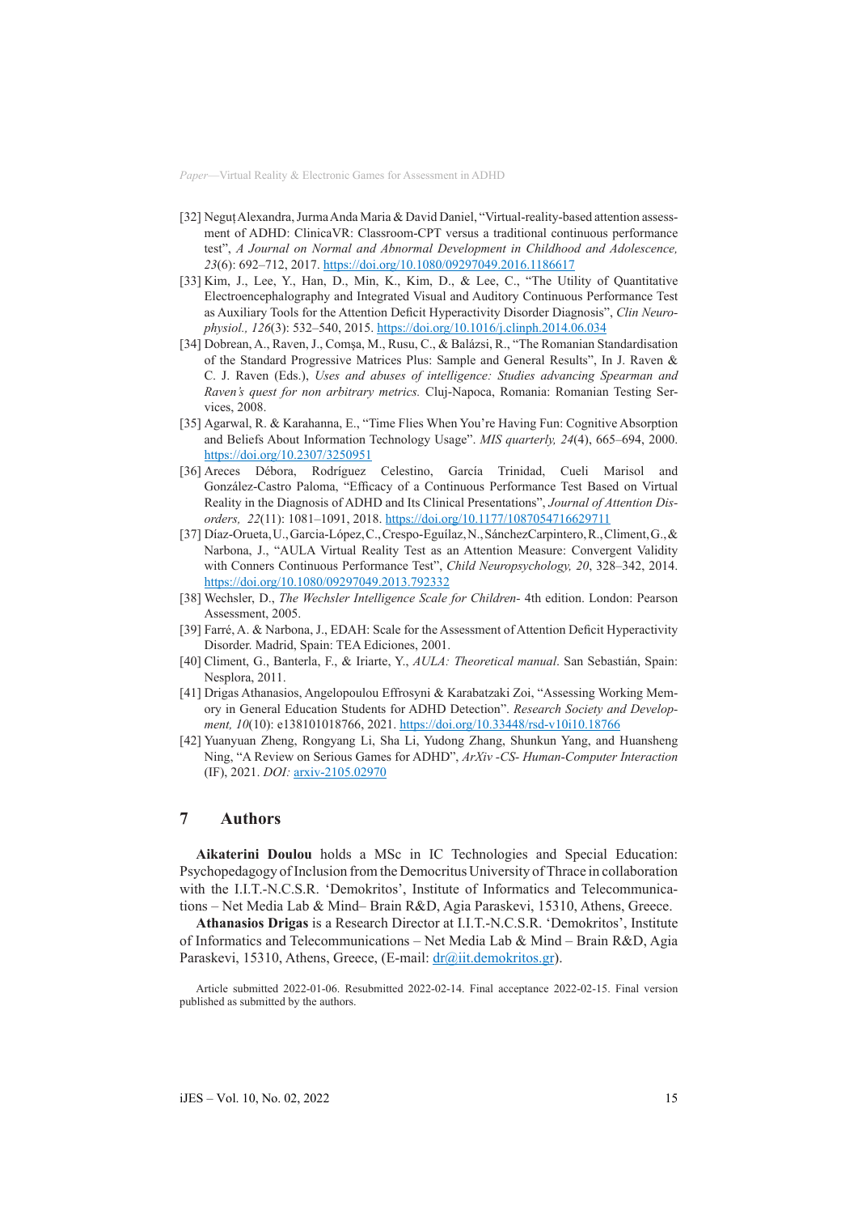[32] Neguț Alexandra, Jurma Anda Maria & David Daniel, "Virtual-reality-based attention assessment of ADHD: ClinicaVR: Classroom-CPT versus a traditional continuous performance test", *A Journal on Normal and Abnormal Development in Childhood and Adolescence, 23*(6): 692–712, 2017. https://doi.org/10.1080/09297049.2016.1186617

[33] Kim, J., Lee, Y., Han, D., Min, K., Kim, D., & Lee, C., "The Utility of Quantitative Electroencephalography and Integrated Visual and Auditory Continuous Performance Test as Auxiliary Tools for the Attention Deficit Hyperactivity Disorder Diagnosis", *Clin Neurophysiol., 126*(3): 532–540, 2015. https://doi.org/10.1016/j.clinph.2014.06.034

[34] Dobrean, A., Raven, J., Comșa, M., Rusu, C., & Balázsi, R., "The Romanian Standardisation of the Standard Progressive Matrices Plus: Sample and General Results", In J. Raven & C. J. Raven (Eds.), *Uses and abuses of intelligence: Studies advancing Spearman and Raven's quest for non arbitrary metrics.* Cluj-Napoca, Romania: Romanian Testing Services, 2008.

[35] Agarwal, R. & Karahanna, E., "Time Flies When You're Having Fun: Cognitive Absorption and Beliefs About Information Technology Usage". *MIS quarterly, 24*(4), 665–694, 2000. https://doi.org/10.2307/3250951

[36] Areces Débora, Rodríguez Celestino, García Trinidad, Cueli Marisol and González-Castro Paloma, "Efficacy of a Continuous Performance Test Based on Virtual Reality in the Diagnosis of ADHD and Its Clinical Presentations", *Journal of Attention Disorders, 22*(11): 1081–1091, 2018. https://doi.org/10.1177/1087054716629711

[37] Díaz-Orueta, U., Garcia-López, C., Crespo-Eguílaz, N., SánchezCarpintero, R., Climent, G., & Narbona, J., "AULA Virtual Reality Test as an Attention Measure: Convergent Validity with Conners Continuous Performance Test", *Child Neuropsychology, 20*, 328–342, 2014. https://doi.org/10.1080/09297049.2013.792332

[38] Wechsler, D., *The Wechsler Intelligence Scale for Children*- 4th edition. London: Pearson Assessment, 2005.

[39] Farré, A. & Narbona, J., EDAH: Scale for the Assessment of Attention Deficit Hyperactivity Disorder. Madrid, Spain: TEA Ediciones, 2001.

[40] Climent, G., Banterla, F., & Iriarte, Y., *AULA: Theoretical manual*. San Sebastián, Spain: Nesplora, 2011.

[41] Drigas Athanasios, Angelopoulou Effrosyni & Karabatzaki Zoi, "Assessing Working Memory in General Education Students for ADHD Detection". *Research Society and Development, 10*(10): e138101018766, 2021. https://doi.org/10.33448/rsd-v10i10.18766

[42] Yuanyuan Zheng, Rongyang Li, Sha Li, Yudong Zhang, Shunkun Yang, and Huansheng Ning, "A Review on Serious Games for ADHD", *ArXiv -CS- Human-Computer Interaction* (IF), 2021. *DOI:* arxiv-2105.02970

## 7 Authors

**Aikaterini Doulou** holds a MSc in IC Technologies and Special Education: Psychopedagogy of Inclusion from the Democritus University of Thrace in collaboration with the I.I.T.-N.C.S.R. 'Demokritos', Institute of Informatics and Telecommunications – Net Media Lab & Mind– Brain R&D, Agia Paraskevi, 15310, Athens, Greece.

**Athanasios Drigas** is a Research Director at I.I.T.-N.C.S.R. 'Demokritos', Institute of Informatics and Telecommunications – Net Media Lab & Mind – Brain R&D, Agia Paraskevi, 15310, Athens, Greece, (E-mail: dr@iit.demokritos.gr).

Article submitted 2022-01-06. Resubmitted 2022-02-14. Final acceptance 2022-02-15. Final version published as submitted by the authors.